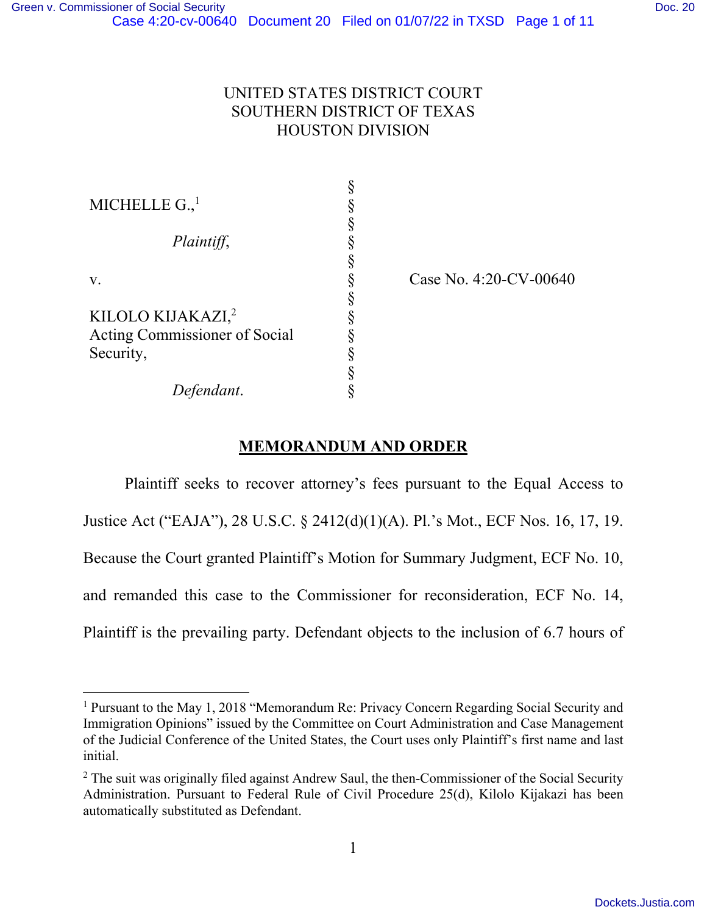UNITED STATES DISTRICT COURT
SOUTHERN DISTRICT OF TEXAS
HOUSTON DIVISION

| | | |
|---|---|---|
| MICHELLE G.,[1] | § | |
| *Plaintiff*, | § | |
| v. | § | Case No. 4:20-CV-00640 |
| KILOLO KIJAKAZI,[2] Acting Commissioner of Social Security, | § | |
| *Defendant*. | § | |

## MEMORANDUM AND ORDER

Plaintiff seeks to recover attorney's fees pursuant to the Equal Access to Justice Act ("EAJA"), 28 U.S.C. § 2412(d)(1)(A). Pl.'s Mot., ECF Nos. 16, 17, 19. Because the Court granted Plaintiff's Motion for Summary Judgment, ECF No. 10, and remanded this case to the Commissioner for reconsideration, ECF No. 14, Plaintiff is the prevailing party. Defendant objects to the inclusion of 6.7 hours of

---

[1] Pursuant to the May 1, 2018 "Memorandum Re: Privacy Concern Regarding Social Security and Immigration Opinions" issued by the Committee on Court Administration and Case Management of the Judicial Conference of the United States, the Court uses only Plaintiff's first name and last initial.

[2] The suit was originally filed against Andrew Saul, the then-Commissioner of the Social Security Administration. Pursuant to Federal Rule of Civil Procedure 25(d), Kilolo Kijakazi has been automatically substituted as Defendant.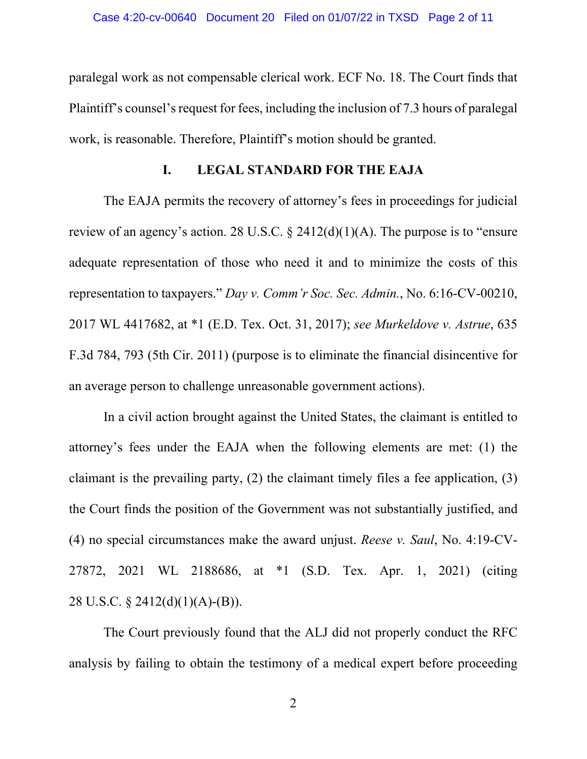paralegal work as not compensable clerical work. ECF No. 18. The Court finds that Plaintiff's counsel's request for fees, including the inclusion of 7.3 hours of paralegal work, is reasonable. Therefore, Plaintiff's motion should be granted.

## I. LEGAL STANDARD FOR THE EAJA

The EAJA permits the recovery of attorney's fees in proceedings for judicial review of an agency's action. 28 U.S.C. § 2412(d)(1)(A). The purpose is to "ensure adequate representation of those who need it and to minimize the costs of this representation to taxpayers." *Day v. Comm'r Soc. Sec. Admin.*, No. 6:16-CV-00210, 2017 WL 4417682, at *1 (E.D. Tex. Oct. 31, 2017); *see Murkeldove v. Astrue*, 635 F.3d 784, 793 (5th Cir. 2011) (purpose is to eliminate the financial disincentive for an average person to challenge unreasonable government actions).

In a civil action brought against the United States, the claimant is entitled to attorney's fees under the EAJA when the following elements are met: (1) the claimant is the prevailing party, (2) the claimant timely files a fee application, (3) the Court finds the position of the Government was not substantially justified, and (4) no special circumstances make the award unjust. *Reese v. Saul*, No. 4:19-CV-27872, 2021 WL 2188686, at *1 (S.D. Tex. Apr. 1, 2021) (citing 28 U.S.C. § 2412(d)(1)(A)-(B)).

The Court previously found that the ALJ did not properly conduct the RFC analysis by failing to obtain the testimony of a medical expert before proceeding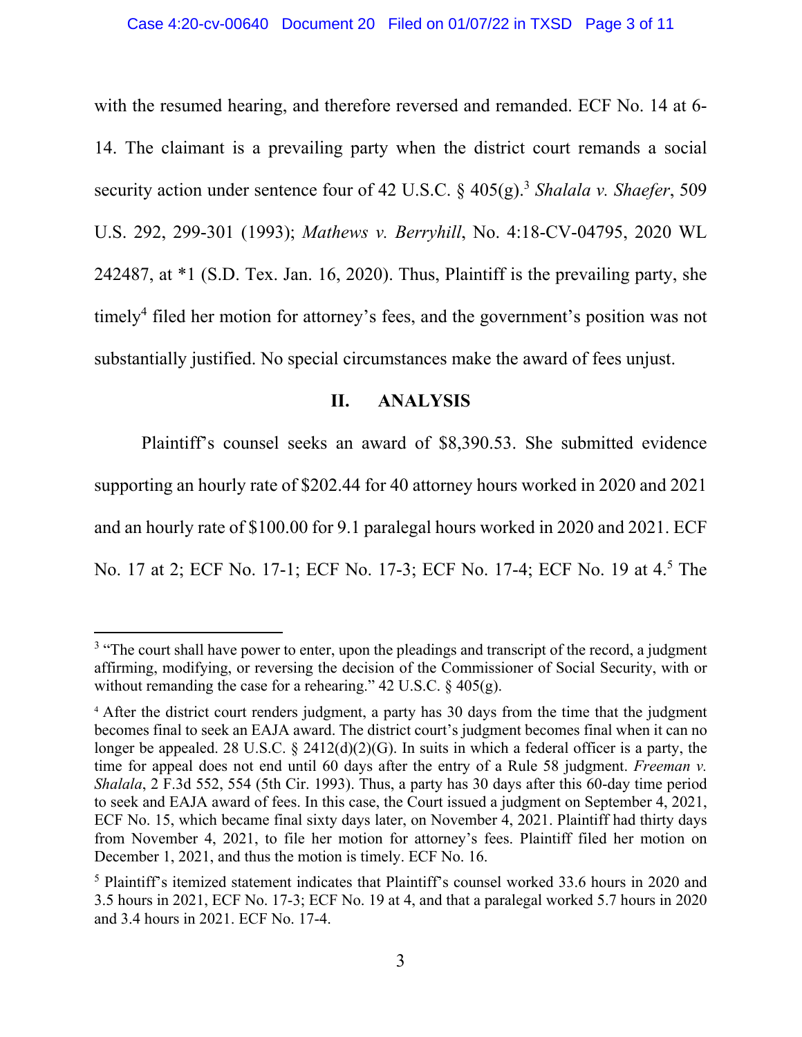with the resumed hearing, and therefore reversed and remanded. ECF No. 14 at 6-14. The claimant is a prevailing party when the district court remands a social security action under sentence four of 42 U.S.C. § 405(g).[3] *Shalala v. Shaefer*, 509 U.S. 292, 299-301 (1993); *Mathews v. Berryhill*, No. 4:18-CV-04795, 2020 WL 242487, at *1 (S.D. Tex. Jan. 16, 2020). Thus, Plaintiff is the prevailing party, she timely[4] filed her motion for attorney's fees, and the government's position was not substantially justified. No special circumstances make the award of fees unjust.

## II. ANALYSIS

Plaintiff's counsel seeks an award of $8,390.53. She submitted evidence supporting an hourly rate of $202.44 for 40 attorney hours worked in 2020 and 2021 and an hourly rate of $100.00 for 9.1 paralegal hours worked in 2020 and 2021. ECF No. 17 at 2; ECF No. 17-1; ECF No. 17-3; ECF No. 17-4; ECF No. 19 at 4.[5] The

---

[3] "The court shall have power to enter, upon the pleadings and transcript of the record, a judgment affirming, modifying, or reversing the decision of the Commissioner of Social Security, with or without remanding the case for a rehearing." 42 U.S.C. § 405(g).

[4] After the district court renders judgment, a party has 30 days from the time that the judgment becomes final to seek an EAJA award. The district court's judgment becomes final when it can no longer be appealed. 28 U.S.C. § 2412(d)(2)(G). In suits in which a federal officer is a party, the time for appeal does not end until 60 days after the entry of a Rule 58 judgment. *Freeman v. Shalala*, 2 F.3d 552, 554 (5th Cir. 1993). Thus, a party has 30 days after this 60-day time period to seek and EAJA award of fees. In this case, the Court issued a judgment on September 4, 2021, ECF No. 15, which became final sixty days later, on November 4, 2021. Plaintiff had thirty days from November 4, 2021, to file her motion for attorney's fees. Plaintiff filed her motion on December 1, 2021, and thus the motion is timely. ECF No. 16.

[5] Plaintiff's itemized statement indicates that Plaintiff's counsel worked 33.6 hours in 2020 and 3.5 hours in 2021, ECF No. 17-3; ECF No. 19 at 4, and that a paralegal worked 5.7 hours in 2020 and 3.4 hours in 2021. ECF No. 17-4.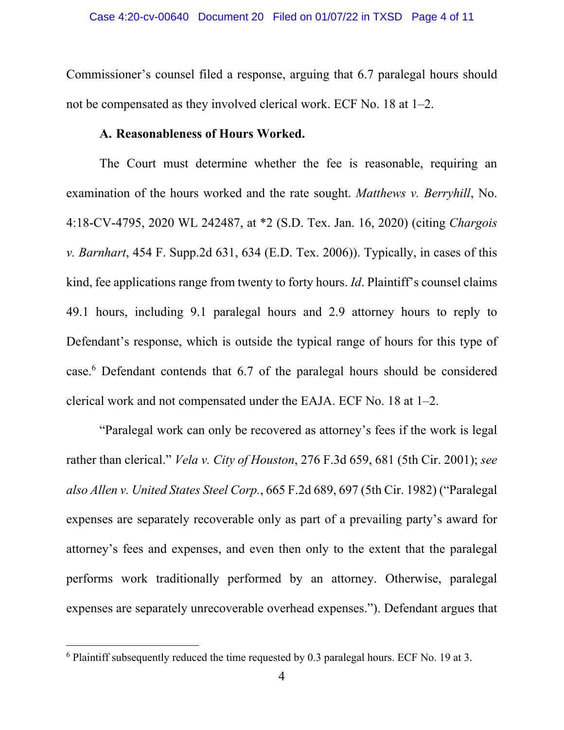Commissioner's counsel filed a response, arguing that 6.7 paralegal hours should not be compensated as they involved clerical work. ECF No. 18 at 1–2.

**A. Reasonableness of Hours Worked.**

The Court must determine whether the fee is reasonable, requiring an examination of the hours worked and the rate sought. *Matthews v. Berryhill*, No. 4:18-CV-4795, 2020 WL 242487, at *2 (S.D. Tex. Jan. 16, 2020) (citing *Chargois v. Barnhart*, 454 F. Supp.2d 631, 634 (E.D. Tex. 2006)). Typically, in cases of this kind, fee applications range from twenty to forty hours. *Id*. Plaintiff's counsel claims 49.1 hours, including 9.1 paralegal hours and 2.9 attorney hours to reply to Defendant's response, which is outside the typical range of hours for this type of case.[6] Defendant contends that 6.7 of the paralegal hours should be considered clerical work and not compensated under the EAJA. ECF No. 18 at 1–2.

"Paralegal work can only be recovered as attorney's fees if the work is legal rather than clerical." *Vela v. City of Houston*, 276 F.3d 659, 681 (5th Cir. 2001); *see also Allen v. United States Steel Corp.*, 665 F.2d 689, 697 (5th Cir. 1982) ("Paralegal expenses are separately recoverable only as part of a prevailing party's award for attorney's fees and expenses, and even then only to the extent that the paralegal performs work traditionally performed by an attorney. Otherwise, paralegal expenses are separately unrecoverable overhead expenses."). Defendant argues that

---

[6] Plaintiff subsequently reduced the time requested by 0.3 paralegal hours. ECF No. 19 at 3.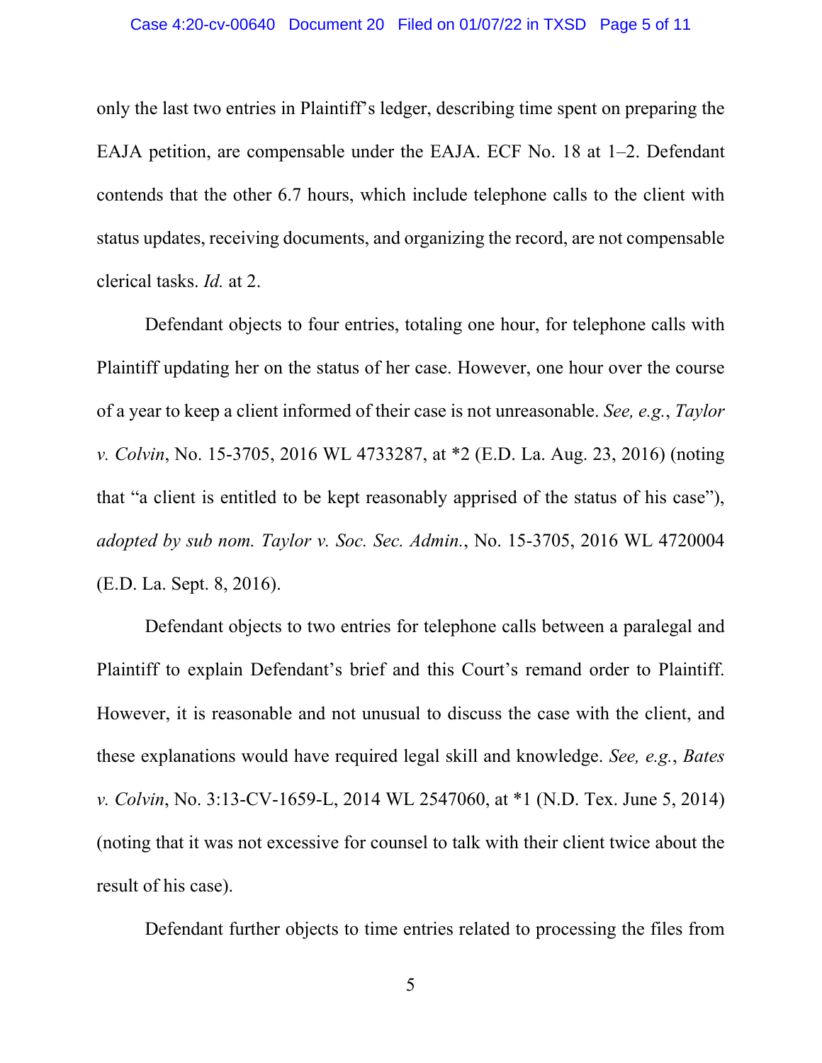only the last two entries in Plaintiff's ledger, describing time spent on preparing the EAJA petition, are compensable under the EAJA. ECF No. 18 at 1–2. Defendant contends that the other 6.7 hours, which include telephone calls to the client with status updates, receiving documents, and organizing the record, are not compensable clerical tasks. *Id.* at 2.

Defendant objects to four entries, totaling one hour, for telephone calls with Plaintiff updating her on the status of her case. However, one hour over the course of a year to keep a client informed of their case is not unreasonable. *See, e.g.*, *Taylor v. Colvin*, No. 15-3705, 2016 WL 4733287, at *2 (E.D. La. Aug. 23, 2016) (noting that "a client is entitled to be kept reasonably apprised of the status of his case"), *adopted by sub nom. Taylor v. Soc. Sec. Admin.*, No. 15-3705, 2016 WL 4720004 (E.D. La. Sept. 8, 2016).

Defendant objects to two entries for telephone calls between a paralegal and Plaintiff to explain Defendant's brief and this Court's remand order to Plaintiff. However, it is reasonable and not unusual to discuss the case with the client, and these explanations would have required legal skill and knowledge. *See, e.g.*, *Bates v. Colvin*, No. 3:13-CV-1659-L, 2014 WL 2547060, at *1 (N.D. Tex. June 5, 2014) (noting that it was not excessive for counsel to talk with their client twice about the result of his case).

Defendant further objects to time entries related to processing the files from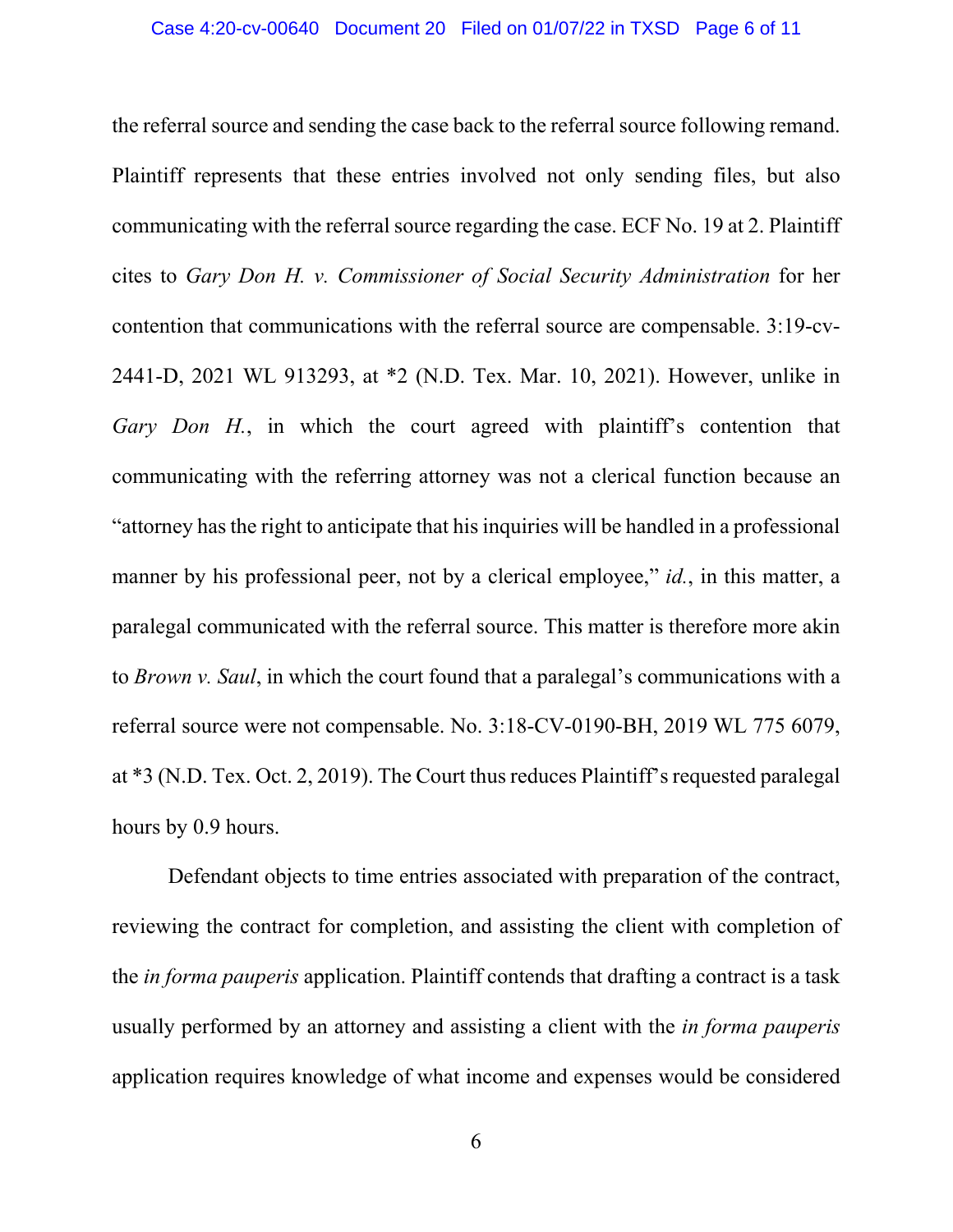the referral source and sending the case back to the referral source following remand. Plaintiff represents that these entries involved not only sending files, but also communicating with the referral source regarding the case. ECF No. 19 at 2. Plaintiff cites to *Gary Don H. v. Commissioner of Social Security Administration* for her contention that communications with the referral source are compensable. 3:19-cv-2441-D, 2021 WL 913293, at *2 (N.D. Tex. Mar. 10, 2021). However, unlike in *Gary Don H.*, in which the court agreed with plaintiff's contention that communicating with the referring attorney was not a clerical function because an "attorney has the right to anticipate that his inquiries will be handled in a professional manner by his professional peer, not by a clerical employee," *id.*, in this matter, a paralegal communicated with the referral source. This matter is therefore more akin to *Brown v. Saul*, in which the court found that a paralegal's communications with a referral source were not compensable. No. 3:18-CV-0190-BH, 2019 WL 775 6079, at *3 (N.D. Tex. Oct. 2, 2019). The Court thus reduces Plaintiff's requested paralegal hours by 0.9 hours.

Defendant objects to time entries associated with preparation of the contract, reviewing the contract for completion, and assisting the client with completion of the *in forma pauperis* application. Plaintiff contends that drafting a contract is a task usually performed by an attorney and assisting a client with the *in forma pauperis* application requires knowledge of what income and expenses would be considered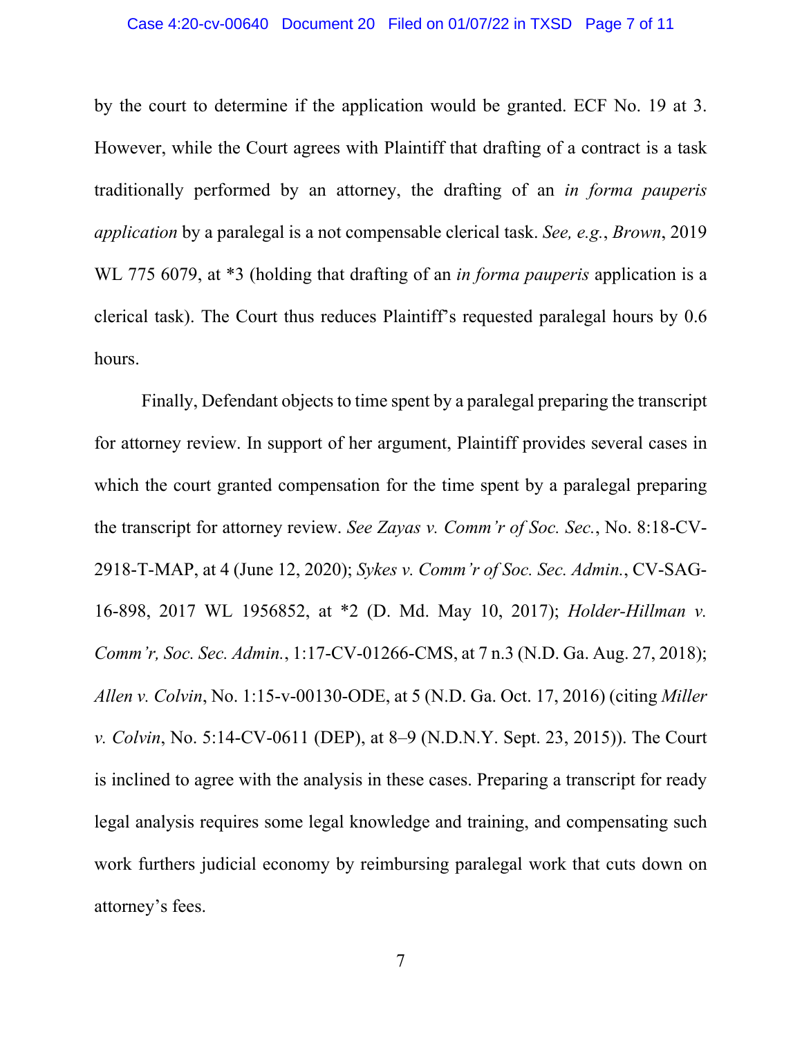by the court to determine if the application would be granted. ECF No. 19 at 3. However, while the Court agrees with Plaintiff that drafting of a contract is a task traditionally performed by an attorney, the drafting of an *in forma pauperis application* by a paralegal is a not compensable clerical task. *See, e.g.*, *Brown*, 2019 WL 775 6079, at *3 (holding that drafting of an *in forma pauperis* application is a clerical task). The Court thus reduces Plaintiff's requested paralegal hours by 0.6 hours.

Finally, Defendant objects to time spent by a paralegal preparing the transcript for attorney review. In support of her argument, Plaintiff provides several cases in which the court granted compensation for the time spent by a paralegal preparing the transcript for attorney review. *See Zayas v. Comm'r of Soc. Sec.*, No. 8:18-CV-2918-T-MAP, at 4 (June 12, 2020); *Sykes v. Comm'r of Soc. Sec. Admin.*, CV-SAG-16-898, 2017 WL 1956852, at *2 (D. Md. May 10, 2017); *Holder-Hillman v. Comm'r, Soc. Sec. Admin.*, 1:17-CV-01266-CMS, at 7 n.3 (N.D. Ga. Aug. 27, 2018); *Allen v. Colvin*, No. 1:15-v-00130-ODE, at 5 (N.D. Ga. Oct. 17, 2016) (citing *Miller v. Colvin*, No. 5:14-CV-0611 (DEP), at 8–9 (N.D.N.Y. Sept. 23, 2015)). The Court is inclined to agree with the analysis in these cases. Preparing a transcript for ready legal analysis requires some legal knowledge and training, and compensating such work furthers judicial economy by reimbursing paralegal work that cuts down on attorney's fees.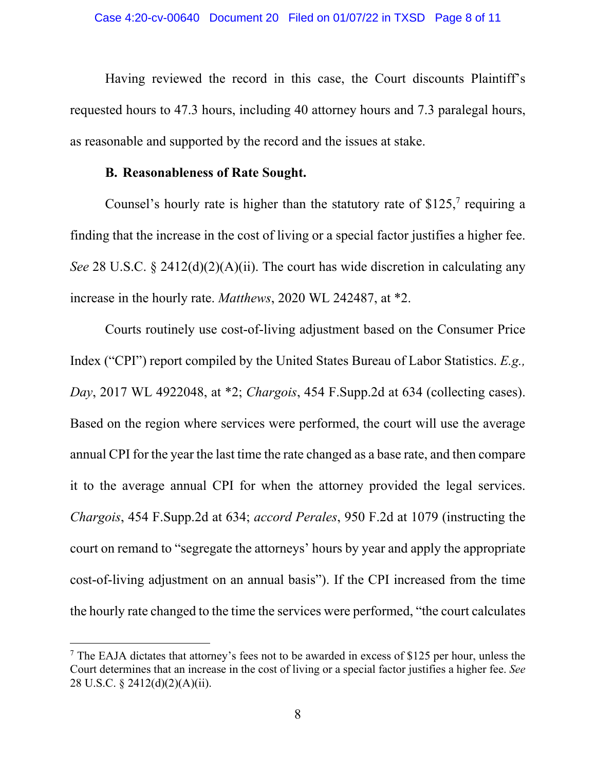Having reviewed the record in this case, the Court discounts Plaintiff's requested hours to 47.3 hours, including 40 attorney hours and 7.3 paralegal hours, as reasonable and supported by the record and the issues at stake.

**B. Reasonableness of Rate Sought.**

Counsel's hourly rate is higher than the statutory rate of $125,[7] requiring a finding that the increase in the cost of living or a special factor justifies a higher fee. *See* 28 U.S.C. § 2412(d)(2)(A)(ii). The court has wide discretion in calculating any increase in the hourly rate. *Matthews*, 2020 WL 242487, at *2.

Courts routinely use cost-of-living adjustment based on the Consumer Price Index ("CPI") report compiled by the United States Bureau of Labor Statistics. *E.g., Day*, 2017 WL 4922048, at *2; *Chargois*, 454 F.Supp.2d at 634 (collecting cases). Based on the region where services were performed, the court will use the average annual CPI for the year the last time the rate changed as a base rate, and then compare it to the average annual CPI for when the attorney provided the legal services. *Chargois*, 454 F.Supp.2d at 634; *accord Perales*, 950 F.2d at 1079 (instructing the court on remand to "segregate the attorneys' hours by year and apply the appropriate cost-of-living adjustment on an annual basis"). If the CPI increased from the time the hourly rate changed to the time the services were performed, "the court calculates

[7] The EAJA dictates that attorney's fees not to be awarded in excess of $125 per hour, unless the Court determines that an increase in the cost of living or a special factor justifies a higher fee. *See* 28 U.S.C. § 2412(d)(2)(A)(ii).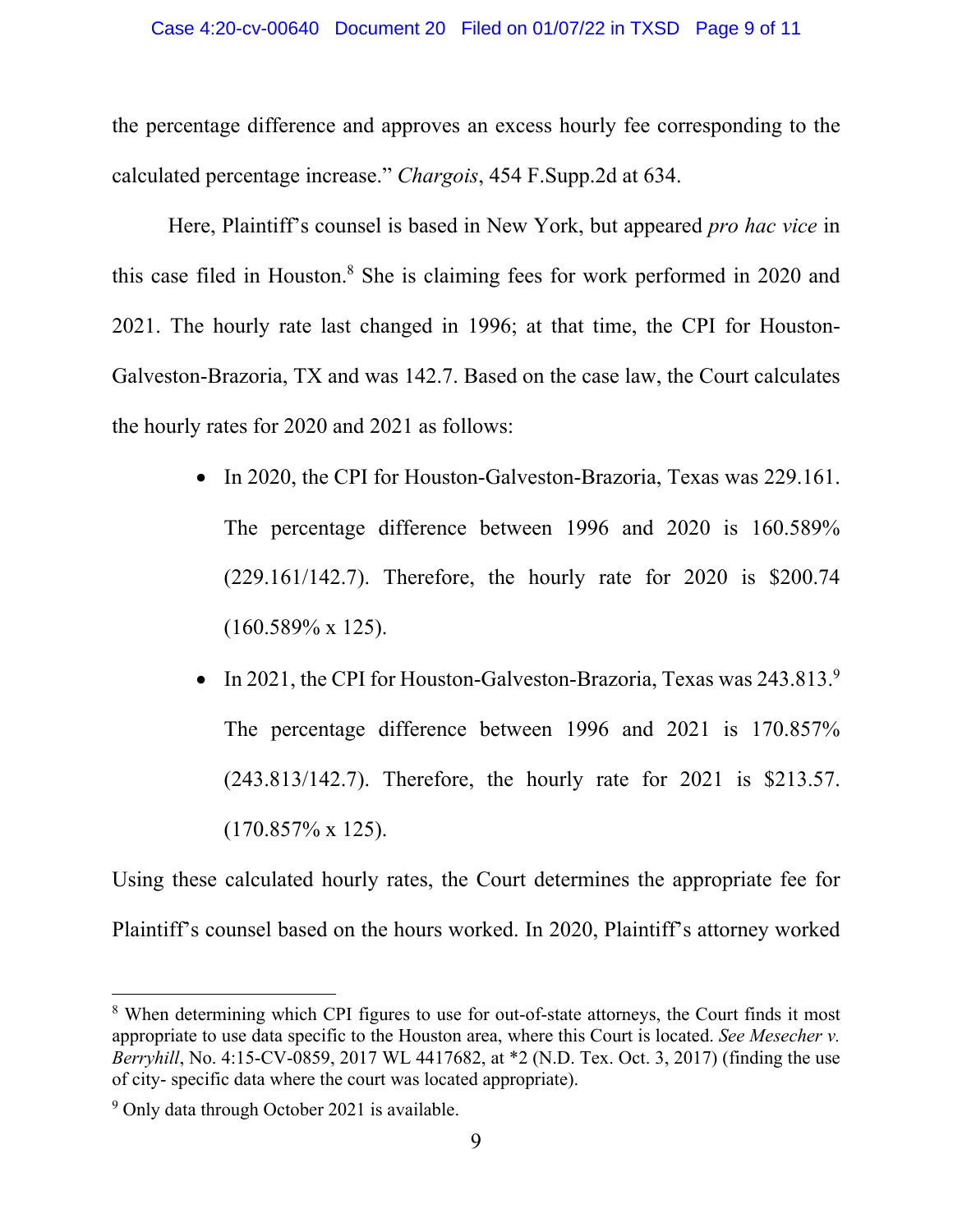the percentage difference and approves an excess hourly fee corresponding to the calculated percentage increase." *Chargois*, 454 F.Supp.2d at 634.

Here, Plaintiff's counsel is based in New York, but appeared *pro hac vice* in this case filed in Houston.[8] She is claiming fees for work performed in 2020 and 2021. The hourly rate last changed in 1996; at that time, the CPI for Houston-Galveston-Brazoria, TX and was 142.7. Based on the case law, the Court calculates the hourly rates for 2020 and 2021 as follows:

- In 2020, the CPI for Houston-Galveston-Brazoria, Texas was 229.161. The percentage difference between 1996 and 2020 is 160.589% (229.161/142.7). Therefore, the hourly rate for 2020 is $200.74 (160.589% x 125).
- In 2021, the CPI for Houston-Galveston-Brazoria, Texas was 243.813.[9] The percentage difference between 1996 and 2021 is 170.857% (243.813/142.7). Therefore, the hourly rate for 2021 is $213.57. (170.857% x 125).

Using these calculated hourly rates, the Court determines the appropriate fee for Plaintiff's counsel based on the hours worked. In 2020, Plaintiff's attorney worked

---

[8] When determining which CPI figures to use for out-of-state attorneys, the Court finds it most appropriate to use data specific to the Houston area, where this Court is located. *See Mesecher v. Berryhill*, No. 4:15-CV-0859, 2017 WL 4417682, at *2 (N.D. Tex. Oct. 3, 2017) (finding the use of city- specific data where the court was located appropriate).

[9] Only data through October 2021 is available.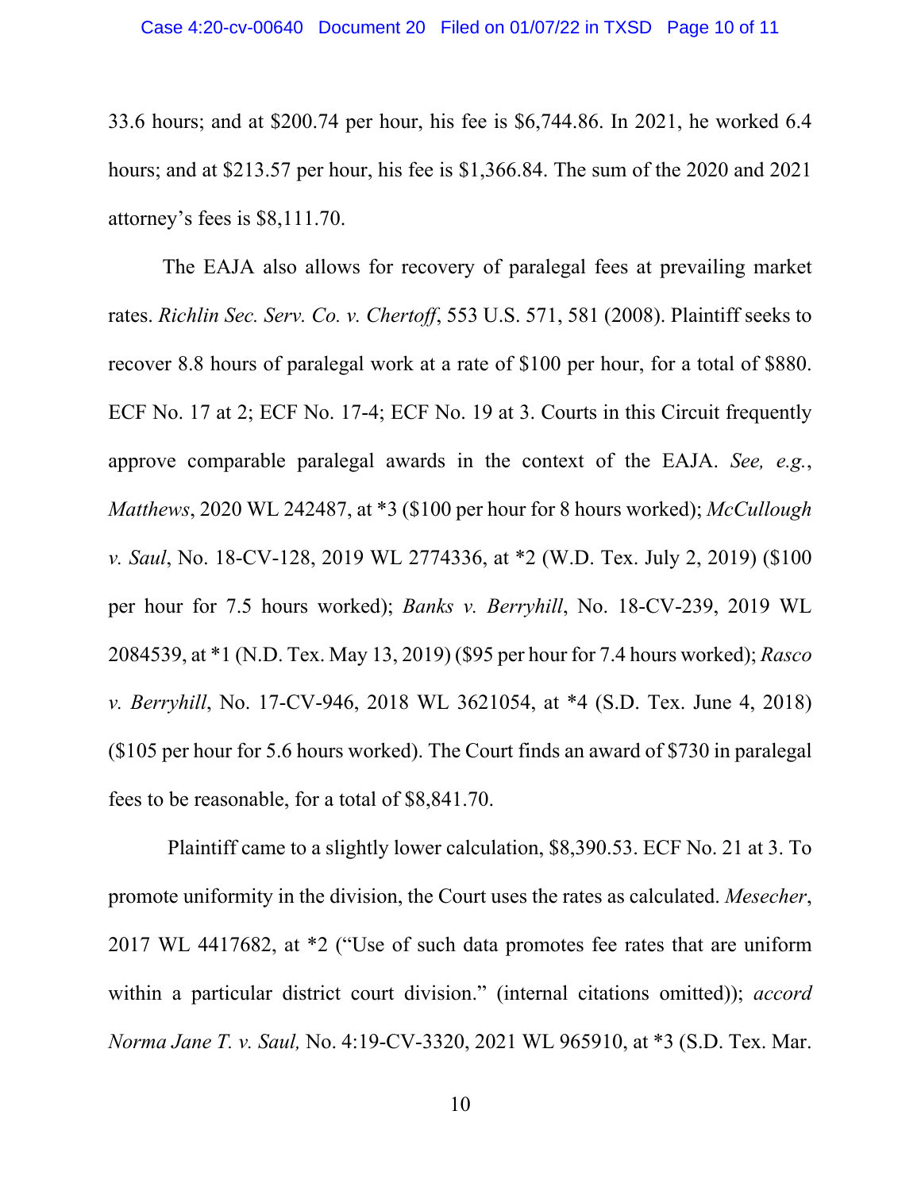33.6 hours; and at $200.74 per hour, his fee is $6,744.86. In 2021, he worked 6.4 hours; and at $213.57 per hour, his fee is $1,366.84. The sum of the 2020 and 2021 attorney's fees is $8,111.70.

The EAJA also allows for recovery of paralegal fees at prevailing market rates. *Richlin Sec. Serv. Co. v. Chertoff*, 553 U.S. 571, 581 (2008). Plaintiff seeks to recover 8.8 hours of paralegal work at a rate of $100 per hour, for a total of $880. ECF No. 17 at 2; ECF No. 17-4; ECF No. 19 at 3. Courts in this Circuit frequently approve comparable paralegal awards in the context of the EAJA. *See, e.g.*, *Matthews*, 2020 WL 242487, at *3 ($100 per hour for 8 hours worked); *McCullough v. Saul*, No. 18-CV-128, 2019 WL 2774336, at *2 (W.D. Tex. July 2, 2019) ($100 per hour for 7.5 hours worked); *Banks v. Berryhill*, No. 18-CV-239, 2019 WL 2084539, at *1 (N.D. Tex. May 13, 2019) ($95 per hour for 7.4 hours worked); *Rasco v. Berryhill*, No. 17-CV-946, 2018 WL 3621054, at *4 (S.D. Tex. June 4, 2018) ($105 per hour for 5.6 hours worked). The Court finds an award of $730 in paralegal fees to be reasonable, for a total of $8,841.70.

Plaintiff came to a slightly lower calculation, $8,390.53. ECF No. 21 at 3. To promote uniformity in the division, the Court uses the rates as calculated. *Mesecher*, 2017 WL 4417682, at *2 ("Use of such data promotes fee rates that are uniform within a particular district court division." (internal citations omitted)); *accord Norma Jane T. v. Saul,* No. 4:19-CV-3320, 2021 WL 965910, at *3 (S.D. Tex. Mar.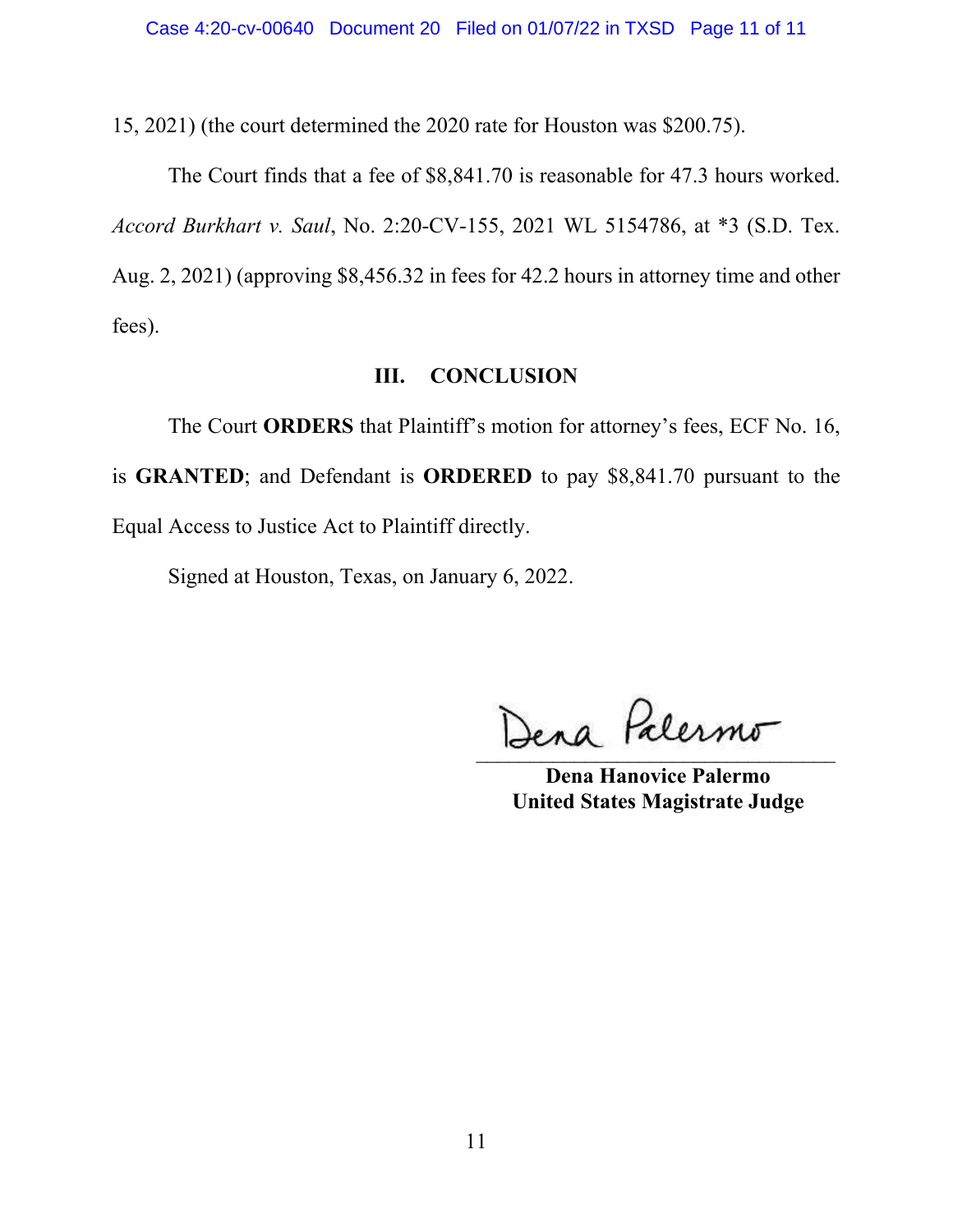15, 2021) (the court determined the 2020 rate for Houston was $200.75).

The Court finds that a fee of $8,841.70 is reasonable for 47.3 hours worked. *Accord Burkhart v. Saul*, No. 2:20-CV-155, 2021 WL 5154786, at *3 (S.D. Tex. Aug. 2, 2021) (approving $8,456.32 in fees for 42.2 hours in attorney time and other fees).

## III. CONCLUSION

The Court **ORDERS** that Plaintiff's motion for attorney's fees, ECF No. 16, is **GRANTED**; and Defendant is **ORDERED** to pay $8,841.70 pursuant to the Equal Access to Justice Act to Plaintiff directly.

Signed at Houston, Texas, on January 6, 2022.

Dena Palermo

**Dena Hanovice Palermo**
**United States Magistrate Judge**